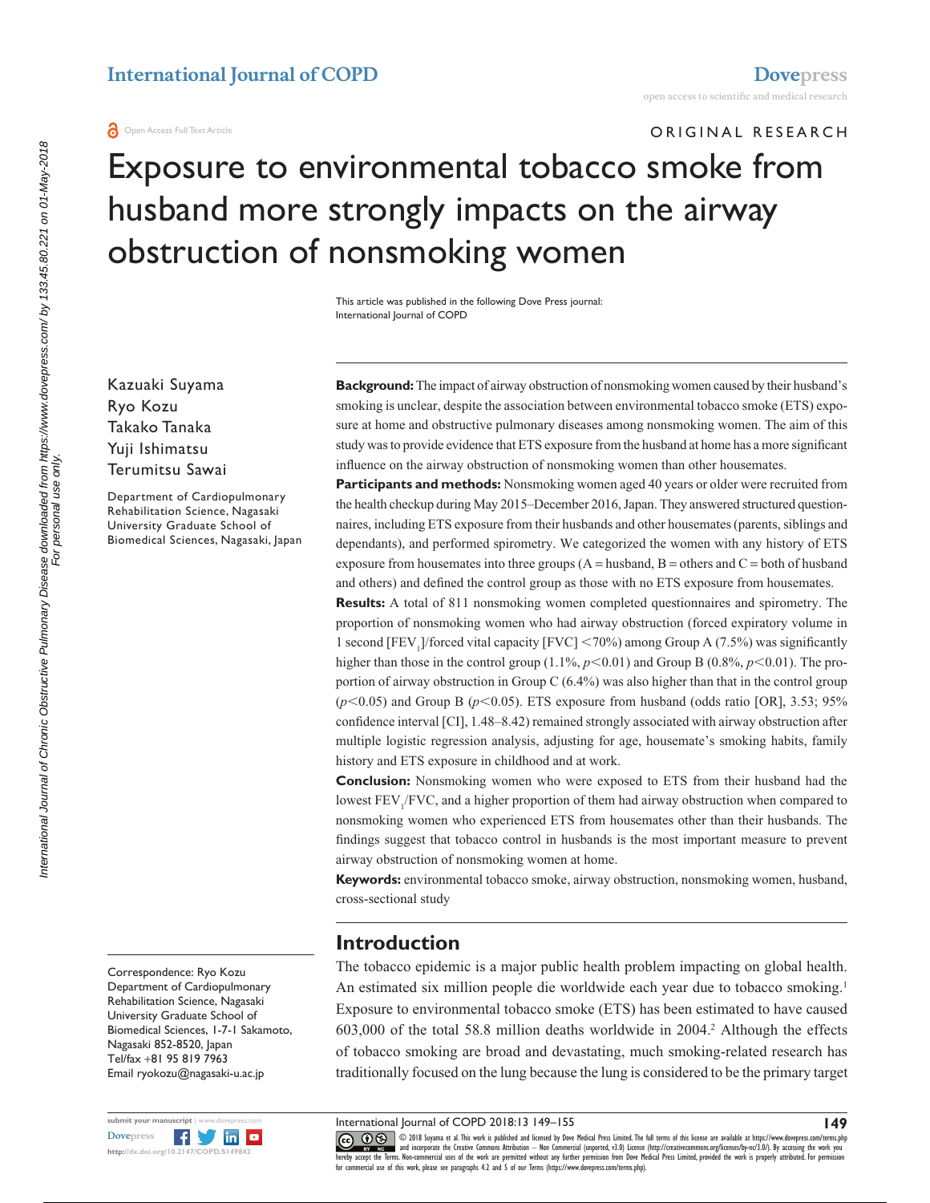ORIGINAL RESEARCH

# Exposure to environmental tobacco smoke from husband more strongly impacts on the airway obstruction of nonsmoking women

This article was published in the following Dove Press journal: International Journal of COPD

Kazuaki Suyama
Ryo Kozu
Takako Tanaka
Yuji Ishimatsu
Terumitsu Sawai

Department of Cardiopulmonary Rehabilitation Science, Nagasaki University Graduate School of Biomedical Sciences, Nagasaki, Japan

Correspondence: Ryo Kozu
Department of Cardiopulmonary Rehabilitation Science, Nagasaki University Graduate School of Biomedical Sciences, 1-7-1 Sakamoto, Nagasaki 852-8520, Japan
Tel/fax +81 95 819 7963
Email ryokozu@nagasaki-u.ac.jp

**Background:** The impact of airway obstruction of nonsmoking women caused by their husband's smoking is unclear, despite the association between environmental tobacco smoke (ETS) exposure at home and obstructive pulmonary diseases among nonsmoking women. The aim of this study was to provide evidence that ETS exposure from the husband at home has a more significant influence on the airway obstruction of nonsmoking women than other housemates.

**Participants and methods:** Nonsmoking women aged 40 years or older were recruited from the health checkup during May 2015–December 2016, Japan. They answered structured questionnaires, including ETS exposure from their husbands and other housemates (parents, siblings and dependants), and performed spirometry. We categorized the women with any history of ETS exposure from housemates into three groups (A = husband, B = others and C = both of husband and others) and defined the control group as those with no ETS exposure from housemates.

**Results:** A total of 811 nonsmoking women completed questionnaires and spirometry. The proportion of nonsmoking women who had airway obstruction (forced expiratory volume in 1 second [$FEV_1$]/forced vital capacity [FVC] <70%) among Group A (7.5%) was significantly higher than those in the control group (1.1%, $p<0.01$) and Group B (0.8%, $p<0.01$). The proportion of airway obstruction in Group C (6.4%) was also higher than that in the control group ($p<0.05$) and Group B ($p<0.05$). ETS exposure from husband (odds ratio [OR], 3.53; 95% confidence interval [CI], 1.48–8.42) remained strongly associated with airway obstruction after multiple logistic regression analysis, adjusting for age, housemate's smoking habits, family history and ETS exposure in childhood and at work.

**Conclusion:** Nonsmoking women who were exposed to ETS from their husband had the lowest $FEV_1$/FVC, and a higher proportion of them had airway obstruction when compared to nonsmoking women who experienced ETS from housemates other than their husbands. The findings suggest that tobacco control in husbands is the most important measure to prevent airway obstruction of nonsmoking women at home.

**Keywords:** environmental tobacco smoke, airway obstruction, nonsmoking women, husband, cross-sectional study

## Introduction

The tobacco epidemic is a major public health problem impacting on global health. An estimated six million people die worldwide each year due to tobacco smoking.[1] Exposure to environmental tobacco smoke (ETS) has been estimated to have caused 603,000 of the total 58.8 million deaths worldwide in 2004.[2] Although the effects of tobacco smoking are broad and devastating, much smoking-related research has traditionally focused on the lung because the lung is considered to be the primary target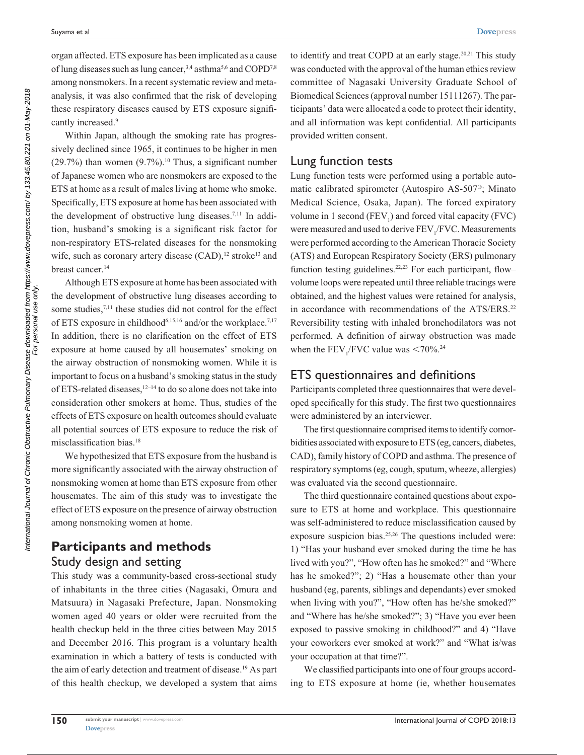organ affected. ETS exposure has been implicated as a cause of lung diseases such as lung cancer,[3,4] asthma[5,6] and COPD[7,8] among nonsmokers. In a recent systematic review and meta-analysis, it was also confirmed that the risk of developing these respiratory diseases caused by ETS exposure significantly increased.[9]

Within Japan, although the smoking rate has progressively declined since 1965, it continues to be higher in men (29.7%) than women (9.7%).[10] Thus, a significant number of Japanese women who are nonsmokers are exposed to the ETS at home as a result of males living at home who smoke. Specifically, ETS exposure at home has been associated with the development of obstructive lung diseases.[7,11] In addition, husband's smoking is a significant risk factor for non-respiratory ETS-related diseases for the nonsmoking wife, such as coronary artery disease (CAD),[12] stroke[13] and breast cancer.[14]

Although ETS exposure at home has been associated with the development of obstructive lung diseases according to some studies,[7,11] these studies did not control for the effect of ETS exposure in childhood[6,15,16] and/or the workplace.[7,17] In addition, there is no clarification on the effect of ETS exposure at home caused by all housemates' smoking on the airway obstruction of nonsmoking women. While it is important to focus on a husband's smoking status in the study of ETS-related diseases,[12–14] to do so alone does not take into consideration other smokers at home. Thus, studies of the effects of ETS exposure on health outcomes should evaluate all potential sources of ETS exposure to reduce the risk of misclassification bias.[18]

We hypothesized that ETS exposure from the husband is more significantly associated with the airway obstruction of nonsmoking women at home than ETS exposure from other housemates. The aim of this study was to investigate the effect of ETS exposure on the presence of airway obstruction among nonsmoking women at home.

## Participants and methods

### Study design and setting

This study was a community-based cross-sectional study of inhabitants in the three cities (Nagasaki, Ōmura and Matsuura) in Nagasaki Prefecture, Japan. Nonsmoking women aged 40 years or older were recruited from the health checkup held in the three cities between May 2015 and December 2016. This program is a voluntary health examination in which a battery of tests is conducted with the aim of early detection and treatment of disease.[19] As part of this health checkup, we developed a system that aims to identify and treat COPD at an early stage.[20,21] This study was conducted with the approval of the human ethics review committee of Nagasaki University Graduate School of Biomedical Sciences (approval number 15111267). The participants' data were allocated a code to protect their identity, and all information was kept confidential. All participants provided written consent.

### Lung function tests

Lung function tests were performed using a portable automatic calibrated spirometer (Autospiro AS-507®; Minato Medical Science, Osaka, Japan). The forced expiratory volume in 1 second ($FEV_1$) and forced vital capacity (FVC) were measured and used to derive $FEV_1$/FVC. Measurements were performed according to the American Thoracic Society (ATS) and European Respiratory Society (ERS) pulmonary function testing guidelines.[22,23] For each participant, flow–volume loops were repeated until three reliable tracings were obtained, and the highest values were retained for analysis, in accordance with recommendations of the ATS/ERS.[22] Reversibility testing with inhaled bronchodilators was not performed. A definition of airway obstruction was made when the $FEV_1$/FVC value was $<70\%$.[24]

### ETS questionnaires and definitions

Participants completed three questionnaires that were developed specifically for this study. The first two questionnaires were administered by an interviewer.

The first questionnaire comprised items to identify comorbidities associated with exposure to ETS (eg, cancers, diabetes, CAD), family history of COPD and asthma. The presence of respiratory symptoms (eg, cough, sputum, wheeze, allergies) was evaluated via the second questionnaire.

The third questionnaire contained questions about exposure to ETS at home and workplace. This questionnaire was self-administered to reduce misclassification caused by exposure suspicion bias.[25,26] The questions included were: 1) "Has your husband ever smoked during the time he has lived with you?", "How often has he smoked?" and "Where has he smoked?"; 2) "Has a housemate other than your husband (eg, parents, siblings and dependants) ever smoked when living with you?", "How often has he/she smoked?" and "Where has he/she smoked?"; 3) "Have you ever been exposed to passive smoking in childhood?" and 4) "Have your coworkers ever smoked at work?" and "What is/was your occupation at that time?".

We classified participants into one of four groups according to ETS exposure at home (ie, whether housemates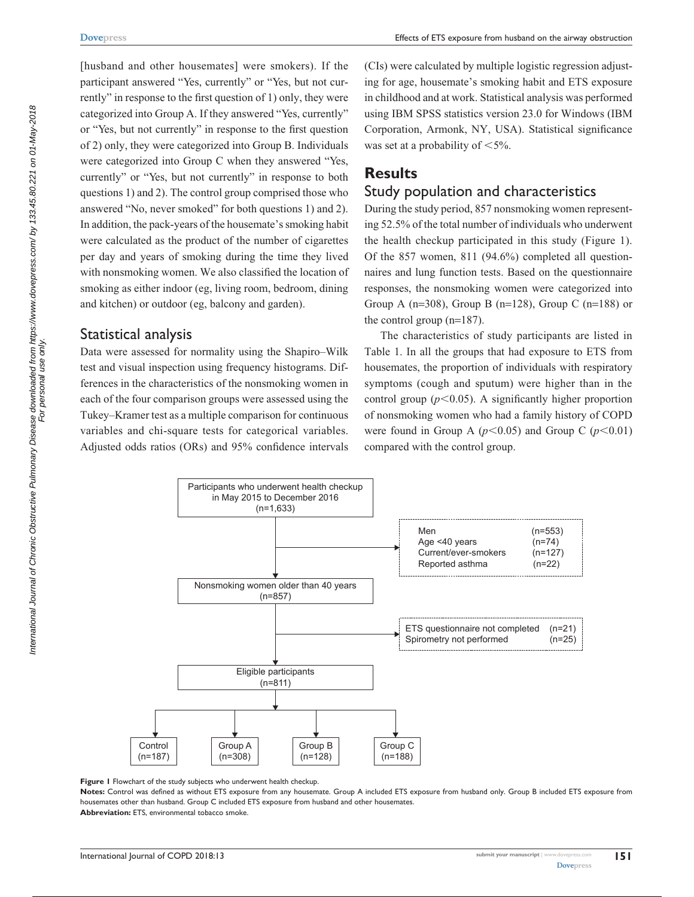[husband and other housemates] were smokers). If the participant answered “Yes, currently” or “Yes, but not currently” in response to the first question of 1) only, they were categorized into Group A. If they answered “Yes, currently” or “Yes, but not currently” in response to the first question of 2) only, they were categorized into Group B. Individuals were categorized into Group C when they answered “Yes, currently” or “Yes, but not currently” in response to both questions 1) and 2). The control group comprised those who answered “No, never smoked” for both questions 1) and 2). In addition, the pack-years of the housemate’s smoking habit were calculated as the product of the number of cigarettes per day and years of smoking during the time they lived with nonsmoking women. We also classified the location of smoking as either indoor (eg, living room, bedroom, dining and kitchen) or outdoor (eg, balcony and garden).

## Statistical analysis

Data were assessed for normality using the Shapiro–Wilk test and visual inspection using frequency histograms. Differences in the characteristics of the nonsmoking women in each of the four comparison groups were assessed using the Tukey–Kramer test as a multiple comparison for continuous variables and chi-square tests for categorical variables. Adjusted odds ratios (ORs) and 95% confidence intervals (CIs) were calculated by multiple logistic regression adjusting for age, housemate’s smoking habit and ETS exposure in childhood and at work. Statistical analysis was performed using IBM SPSS statistics version 23.0 for Windows (IBM Corporation, Armonk, NY, USA). Statistical significance was set at a probability of <5%.

# Results

## Study population and characteristics

During the study period, 857 nonsmoking women representing 52.5% of the total number of individuals who underwent the health checkup participated in this study (Figure 1). Of the 857 women, 811 (94.6%) completed all questionnaires and lung function tests. Based on the questionnaire responses, the nonsmoking women were categorized into Group A (n=308), Group B (n=128), Group C (n=188) or the control group (n=187).

The characteristics of study participants are listed in Table 1. In all the groups that had exposure to ETS from housemates, the proportion of individuals with respiratory symptoms (cough and sputum) were higher than in the control group ($p<0.05$). A significantly higher proportion of nonsmoking women who had a family history of COPD were found in Group A ($p<0.05$) and Group C ($p<0.01$) compared with the control group.

Participants who underwent health checkup in May 2015 to December 2016 (n=1,633)

→ Excluded: Men (n=553); Age <40 years (n=74); Current/ever-smokers (n=127); Reported asthma (n=22)

Nonsmoking women older than 40 years (n=857)

→ Excluded: ETS questionnaire not completed (n=21); Spirometry not performed (n=25)

Eligible participants (n=811)

→ Control (n=187); Group A (n=308); Group B (n=128); Group C (n=188)

**Figure 1** Flowchart of the study subjects who underwent health checkup.

**Notes:** Control was defined as without ETS exposure from any housemate. Group A included ETS exposure from husband only. Group B included ETS exposure from housemates other than husband. Group C included ETS exposure from husband and other housemates.

**Abbreviation:** ETS, environmental tobacco smoke.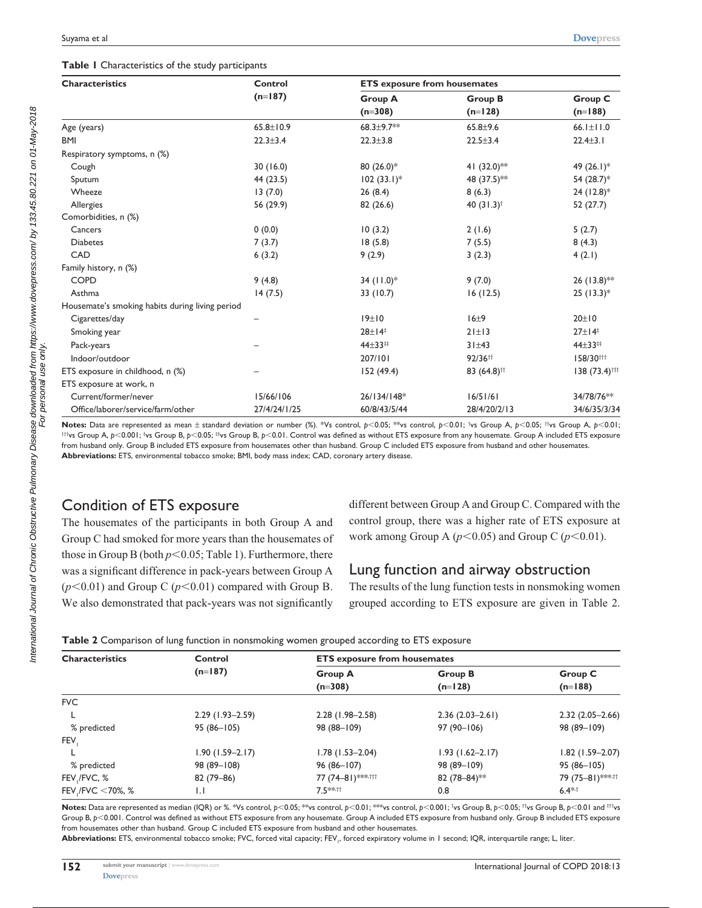**Table 1** Characteristics of the study participants

| Characteristics | Control (n=187) | ETS exposure from housemates | | |
|---|---|---|---|---|
| | | Group A (n=308) | Group B (n=128) | Group C (n=188) |
| Age (years) | 65.8±10.9 | 68.3±9.7** | 65.8±9.6 | 66.1±11.0 |
| BMI | 22.3±3.4 | 22.3±3.8 | 22.5±3.4 | 22.4±3.1 |
| Respiratory symptoms, n (%) | | | | |
| Cough | 30 (16.0) | 80 (26.0)* | 41 (32.0)** | 49 (26.1)* |
| Sputum | 44 (23.5) | 102 (33.1)* | 48 (37.5)** | 54 (28.7)* |
| Wheeze | 13 (7.0) | 26 (8.4) | 8 (6.3) | 24 (12.8)* |
| Allergies | 56 (29.9) | 82 (26.6) | 40 (31.3)† | 52 (27.7) |
| Comorbidities, n (%) | | | | |
| Cancers | 0 (0.0) | 10 (3.2) | 2 (1.6) | 5 (2.7) |
| Diabetes | 7 (3.7) | 18 (5.8) | 7 (5.5) | 8 (4.3) |
| CAD | 6 (3.2) | 9 (2.9) | 3 (2.3) | 4 (2.1) |
| Family history, n (%) | | | | |
| COPD | 9 (4.8) | 34 (11.0)* | 9 (7.0) | 26 (13.8)** |
| Asthma | 14 (7.5) | 33 (10.7) | 16 (12.5) | 25 (13.3)* |
| Housemate's smoking habits during living period | | | | |
| Cigarettes/day | – | 19±10 | 16±9 | 20±10 |
| Smoking year | | 28±14‡ | 21±13 | 27±14‡ |
| Pack-years | – | 44±33‡‡ | 31±43 | 44±33‡‡ |
| Indoor/outdoor | | 207/101 | 92/36†† | 158/30††† |
| ETS exposure in childhood, n (%) | – | 152 (49.4) | 83 (64.8)†† | 138 (73.4)††† |
| ETS exposure at work, n | | | | |
| Current/former/never | 15/66/106 | 26/134/148* | 16/51/61 | 34/78/76** |
| Office/laborer/service/farm/other | 27/4/24/1/25 | 60/8/43/5/44 | 28/4/20/2/13 | 34/6/35/3/34 |

**Notes:** Data are represented as mean ± standard deviation or number (%). *Vs control, $p<0.05$; **vs control, $p<0.01$; †vs Group A, $p<0.05$; ††vs Group A, $p<0.01$; †††vs Group A, $p<0.001$; ‡vs Group B, $p<0.05$; ‡‡vs Group B, $p<0.01$. Control was defined as without ETS exposure from any housemate. Group A included ETS exposure from husband only. Group B included ETS exposure from housemates other than husband. Group C included ETS exposure from husband and other housemates.
**Abbreviations:** ETS, environmental tobacco smoke; BMI, body mass index; CAD, coronary artery disease.

## Condition of ETS exposure

The housemates of the participants in both Group A and Group C had smoked for more years than the housemates of those in Group B (both $p<0.05$; Table 1). Furthermore, there was a significant difference in pack-years between Group A ($p<0.01$) and Group C ($p<0.01$) compared with Group B. We also demonstrated that pack-years was not significantly different between Group A and Group C. Compared with the control group, there was a higher rate of ETS exposure at work among Group A ($p<0.05$) and Group C ($p<0.01$).

## Lung function and airway obstruction

The results of the lung function tests in nonsmoking women grouped according to ETS exposure are given in Table 2.

**Table 2** Comparison of lung function in nonsmoking women grouped according to ETS exposure

| Characteristics | Control (n=187) | ETS exposure from housemates | | |
|---|---|---|---|---|
| | | Group A (n=308) | Group B (n=128) | Group C (n=188) |
| FVC | | | | |
| L | 2.29 (1.93–2.59) | 2.28 (1.98–2.58) | 2.36 (2.03–2.61) | 2.32 (2.05–2.66) |
| % predicted | 95 (86–105) | 98 (88–109) | 97 (90–106) | 98 (89–109) |
| $FEV_1$ | | | | |
| L | 1.90 (1.59–2.17) | 1.78 (1.53–2.04) | 1.93 (1.62–2.17) | 1.82 (1.59–2.07) |
| % predicted | 98 (89–108) | 96 (86–107) | 98 (89–109) | 95 (86–105) |
| $FEV_1$/FVC, % | 82 (79–86) | 77 (74–81)***,††† | 82 (78–84)** | 79 (75–81)***,†† |
| $FEV_1$/FVC <70%, % | 1.1 | 7.5**,†† | 0.8 | 6.4*,† |

**Notes:** Data are represented as median (IQR) or %. *Vs control, $p<0.05$; **vs control, $p<0.01$; ***vs control, $p<0.001$; †vs Group B, $p<0.05$; ††vs Group B, $p<0.01$ and †††vs Group B, $p<0.001$. Control was defined as without ETS exposure from any housemate. Group A included ETS exposure from husband only. Group B included ETS exposure from housemates other than husband. Group C included ETS exposure from husband and other housemates.
**Abbreviations:** ETS, environmental tobacco smoke; FVC, forced vital capacity; $FEV_1$, forced expiratory volume in 1 second; IQR, interquartile range; L, liter.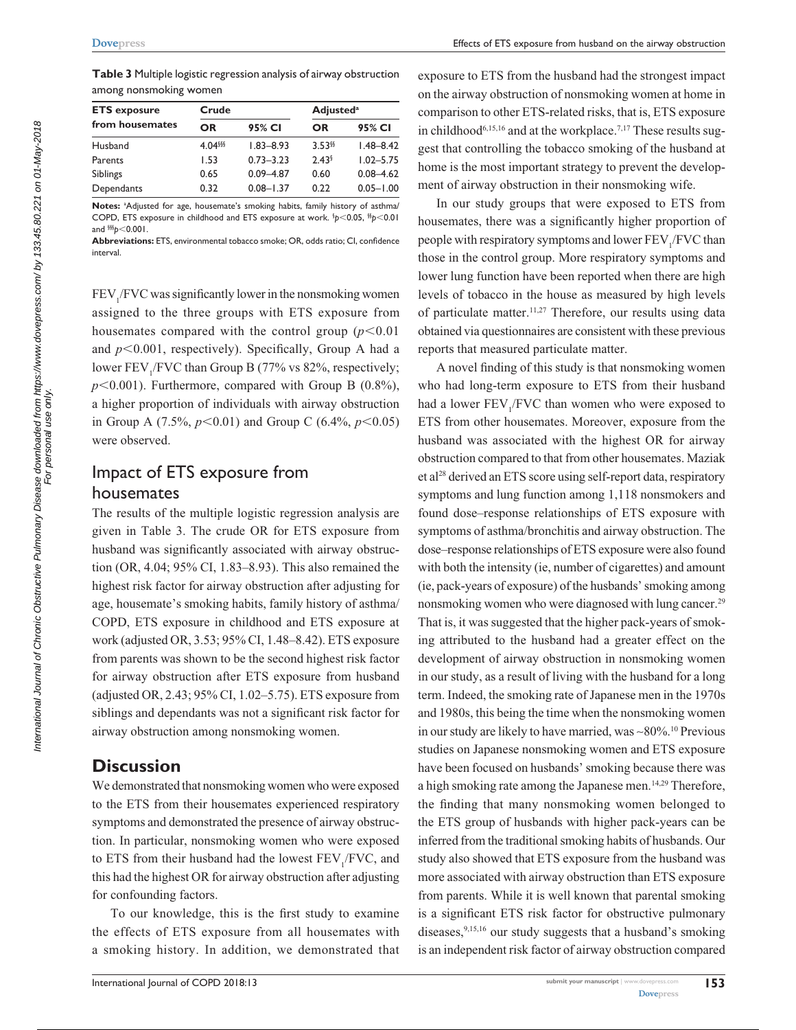**Table 3** Multiple logistic regression analysis of airway obstruction among nonsmoking women

| ETS exposure from housemates | Crude | | Adjusted[a] | |
|---|---|---|---|---|
| | OR | 95% CI | OR | 95% CI |
| Husband | 4.04[§§§] | 1.83–8.93 | 3.53[§§] | 1.48–8.42 |
| Parents | 1.53 | 0.73–3.23 | 2.43[§] | 1.02–5.75 |
| Siblings | 0.65 | 0.09–4.87 | 0.60 | 0.08–4.62 |
| Dependants | 0.32 | 0.08–1.37 | 0.22 | 0.05–1.00 |

**Notes:** [a]Adjusted for age, housemate's smoking habits, family history of asthma/COPD, ETS exposure in childhood and ETS exposure at work. [§]$p<0.05$, [§§]$p<0.01$ and [§§§]$p<0.001$.

**Abbreviations:** ETS, environmental tobacco smoke; OR, odds ratio; CI, confidence interval.

$FEV_1$/FVC was significantly lower in the nonsmoking women assigned to the three groups with ETS exposure from housemates compared with the control group ($p<0.01$ and $p<0.001$, respectively). Specifically, Group A had a lower $FEV_1$/FVC than Group B (77% vs 82%, respectively; $p<0.001$). Furthermore, compared with Group B (0.8%), a higher proportion of individuals with airway obstruction in Group A (7.5%, $p<0.01$) and Group C (6.4%, $p<0.05$) were observed.

## Impact of ETS exposure from housemates

The results of the multiple logistic regression analysis are given in Table 3. The crude OR for ETS exposure from husband was significantly associated with airway obstruction (OR, 4.04; 95% CI, 1.83–8.93). This also remained the highest risk factor for airway obstruction after adjusting for age, housemate's smoking habits, family history of asthma/COPD, ETS exposure in childhood and ETS exposure at work (adjusted OR, 3.53; 95% CI, 1.48–8.42). ETS exposure from parents was shown to be the second highest risk factor for airway obstruction after ETS exposure from husband (adjusted OR, 2.43; 95% CI, 1.02–5.75). ETS exposure from siblings and dependants was not a significant risk factor for airway obstruction among nonsmoking women.

# Discussion

We demonstrated that nonsmoking women who were exposed to the ETS from their housemates experienced respiratory symptoms and demonstrated the presence of airway obstruction. In particular, nonsmoking women who were exposed to ETS from their husband had the lowest $FEV_1$/FVC, and this had the highest OR for airway obstruction after adjusting for confounding factors.

To our knowledge, this is the first study to examine the effects of ETS exposure from all housemates with a smoking history. In addition, we demonstrated that exposure to ETS from the husband had the strongest impact on the airway obstruction of nonsmoking women at home in comparison to other ETS-related risks, that is, ETS exposure in childhood[6,15,16] and at the workplace.[7,17] These results suggest that controlling the tobacco smoking of the husband at home is the most important strategy to prevent the development of airway obstruction in their nonsmoking wife.

In our study groups that were exposed to ETS from housemates, there was a significantly higher proportion of people with respiratory symptoms and lower $FEV_1$/FVC than those in the control group. More respiratory symptoms and lower lung function have been reported when there are high levels of tobacco in the house as measured by high levels of particulate matter.[11,27] Therefore, our results using data obtained via questionnaires are consistent with these previous reports that measured particulate matter.

A novel finding of this study is that nonsmoking women who had long-term exposure to ETS from their husband had a lower $FEV_1$/FVC than women who were exposed to ETS from other housemates. Moreover, exposure from the husband was associated with the highest OR for airway obstruction compared to that from other housemates. Maziak et al[28] derived an ETS score using self-report data, respiratory symptoms and lung function among 1,118 nonsmokers and found dose–response relationships of ETS exposure with symptoms of asthma/bronchitis and airway obstruction. The dose–response relationships of ETS exposure were also found with both the intensity (ie, number of cigarettes) and amount (ie, pack-years of exposure) of the husbands' smoking among nonsmoking women who were diagnosed with lung cancer.[29] That is, it was suggested that the higher pack-years of smoking attributed to the husband had a greater effect on the development of airway obstruction in nonsmoking women in our study, as a result of living with the husband for a long term. Indeed, the smoking rate of Japanese men in the 1970s and 1980s, this being the time when the nonsmoking women in our study are likely to have married, was ~80%.[10] Previous studies on Japanese nonsmoking women and ETS exposure have been focused on husbands' smoking because there was a high smoking rate among the Japanese men.[14,29] Therefore, the finding that many nonsmoking women belonged to the ETS group of husbands with higher pack-years can be inferred from the traditional smoking habits of husbands. Our study also showed that ETS exposure from the husband was more associated with airway obstruction than ETS exposure from parents. While it is well known that parental smoking is a significant ETS risk factor for obstructive pulmonary diseases,[9,15,16] our study suggests that a husband's smoking is an independent risk factor of airway obstruction compared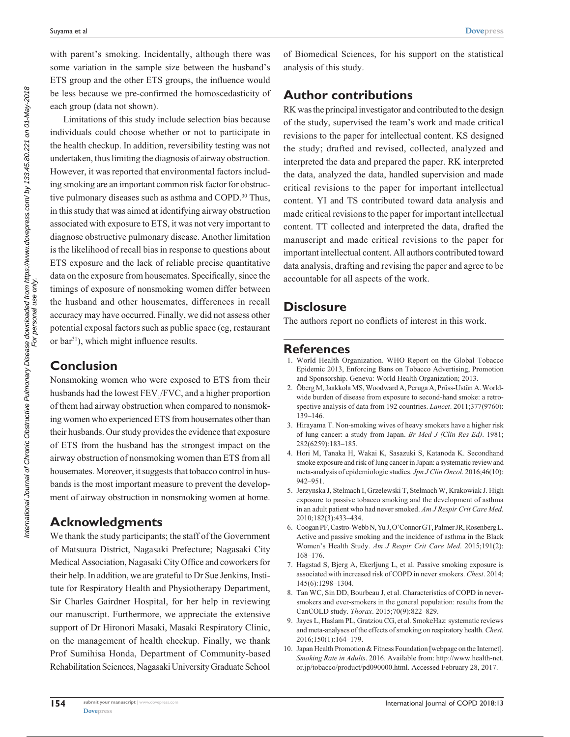with parent's smoking. Incidentally, although there was some variation in the sample size between the husband's ETS group and the other ETS groups, the influence would be less because we pre-confirmed the homoscedasticity of each group (data not shown).

Limitations of this study include selection bias because individuals could choose whether or not to participate in the health checkup. In addition, reversibility testing was not undertaken, thus limiting the diagnosis of airway obstruction. However, it was reported that environmental factors including smoking are an important common risk factor for obstructive pulmonary diseases such as asthma and COPD.[30] Thus, in this study that was aimed at identifying airway obstruction associated with exposure to ETS, it was not very important to diagnose obstructive pulmonary disease. Another limitation is the likelihood of recall bias in response to questions about ETS exposure and the lack of reliable precise quantitative data on the exposure from housemates. Specifically, since the timings of exposure of nonsmoking women differ between the husband and other housemates, differences in recall accuracy may have occurred. Finally, we did not assess other potential exposal factors such as public space (eg, restaurant or bar[31]), which might influence results.

## Conclusion

Nonsmoking women who were exposed to ETS from their husbands had the lowest $FEV_1$/FVC, and a higher proportion of them had airway obstruction when compared to nonsmoking women who experienced ETS from housemates other than their husbands. Our study provides the evidence that exposure of ETS from the husband has the strongest impact on the airway obstruction of nonsmoking women than ETS from all housemates. Moreover, it suggests that tobacco control in husbands is the most important measure to prevent the development of airway obstruction in nonsmoking women at home.

## Acknowledgments

We thank the study participants; the staff of the Government of Matsuura District, Nagasaki Prefecture; Nagasaki City Medical Association, Nagasaki City Office and coworkers for their help. In addition, we are grateful to Dr Sue Jenkins, Institute for Respiratory Health and Physiotherapy Department, Sir Charles Gairdner Hospital, for her help in reviewing our manuscript. Furthermore, we appreciate the extensive support of Dr Hironori Masaki, Masaki Respiratory Clinic, on the management of health checkup. Finally, we thank Prof Sumihisa Honda, Department of Community-based Rehabilitation Sciences, Nagasaki University Graduate School of Biomedical Sciences, for his support on the statistical analysis of this study.

## Author contributions

RK was the principal investigator and contributed to the design of the study, supervised the team's work and made critical revisions to the paper for intellectual content. KS designed the study; drafted and revised, collected, analyzed and interpreted the data and prepared the paper. RK interpreted the data, analyzed the data, handled supervision and made critical revisions to the paper for important intellectual content. YI and TS contributed toward data analysis and made critical revisions to the paper for important intellectual content. TT collected and interpreted the data, drafted the manuscript and made critical revisions to the paper for important intellectual content. All authors contributed toward data analysis, drafting and revising the paper and agree to be accountable for all aspects of the work.

## Disclosure

The authors report no conflicts of interest in this work.

## References

1. World Health Organization. WHO Report on the Global Tobacco Epidemic 2013, Enforcing Bans on Tobacco Advertising, Promotion and Sponsorship. Geneva: World Health Organization; 2013.
2. Öberg M, Jaakkola MS, Woodward A, Peruga A, Prüss-Ustün A. Worldwide burden of disease from exposure to second-hand smoke: a retrospective analysis of data from 192 countries. *Lancet*. 2011;377(9760):139–146.
3. Hirayama T. Non-smoking wives of heavy smokers have a higher risk of lung cancer: a study from Japan. *Br Med J (Clin Res Ed)*. 1981;282(6259):183–185.
4. Hori M, Tanaka H, Wakai K, Sasazuki S, Katanoda K. Secondhand smoke exposure and risk of lung cancer in Japan: a systematic review and meta-analysis of epidemiologic studies. *Jpn J Clin Oncol*. 2016;46(10):942–951.
5. Jerzynska J, Stelmach I, Grzelewski T, Stelmach W, Krakowiak J. High exposure to passive tobacco smoking and the development of asthma in an adult patient who had never smoked. *Am J Respir Crit Care Med*. 2010;182(3):433–434.
6. Coogan PF, Castro-Webb N, Yu J, O'Connor GT, Palmer JR, Rosenberg L. Active and passive smoking and the incidence of asthma in the Black Women's Health Study. *Am J Respir Crit Care Med*. 2015;191(2):168–176.
7. Hagstad S, Bjerg A, Ekerljung L, et al. Passive smoking exposure is associated with increased risk of COPD in never smokers. *Chest*. 2014;145(6):1298–1304.
8. Tan WC, Sin DD, Bourbeau J, et al. Characteristics of COPD in never-smokers and ever-smokers in the general population: results from the CanCOLD study. *Thorax*. 2015;70(9):822–829.
9. Jayes L, Haslam PL, Gratziou CG, et al. SmokeHaz: systematic reviews and meta-analyses of the effects of smoking on respiratory health. *Chest*. 2016;150(1):164–179.
10. Japan Health Promotion & Fitness Foundation [webpage on the Internet]. *Smoking Rate in Adults*. 2016. Available from: http://www.health-net.or.jp/tobacco/product/pd090000.html. Accessed February 28, 2017.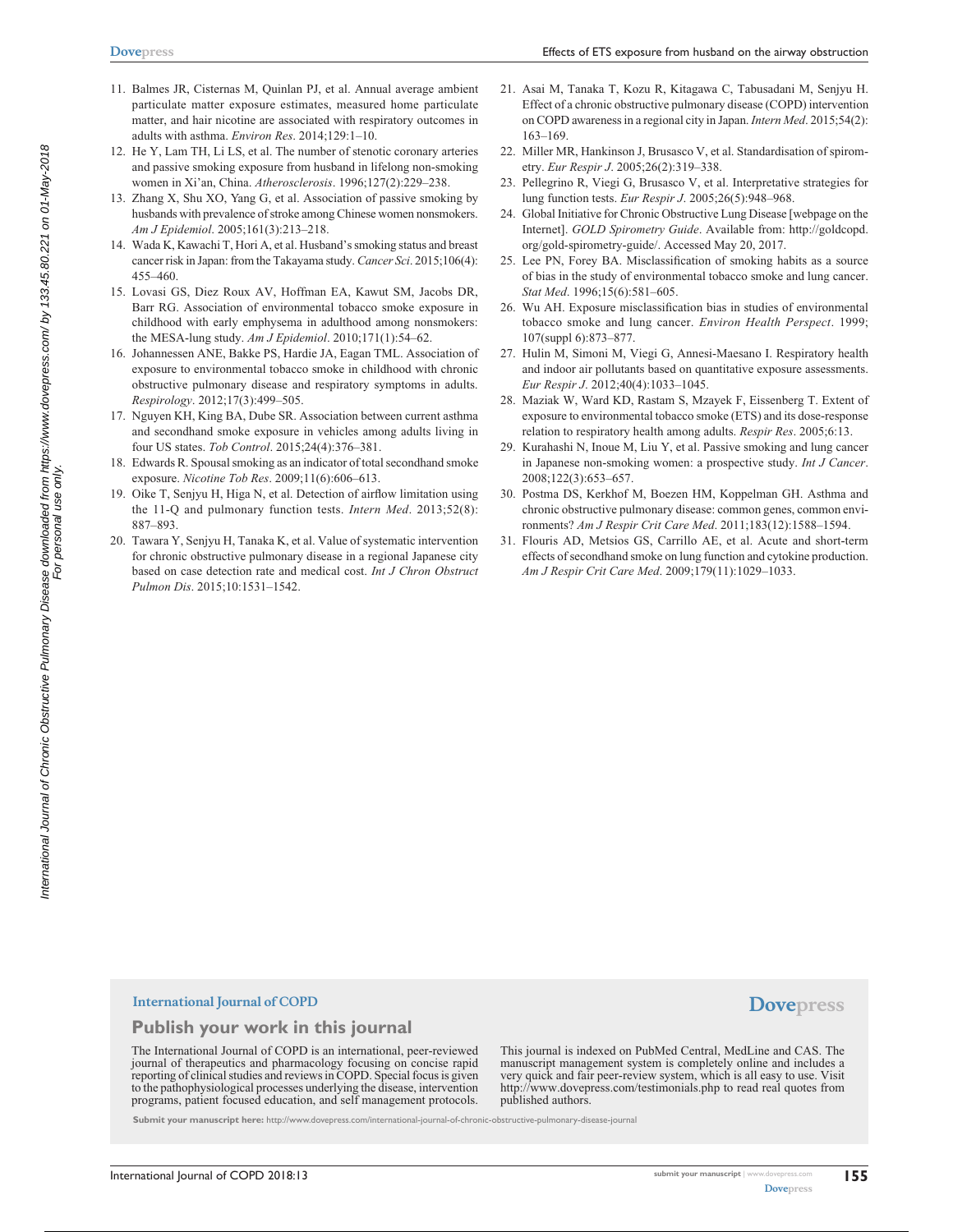11. Balmes JR, Cisternas M, Quinlan PJ, et al. Annual average ambient particulate matter exposure estimates, measured home particulate matter, and hair nicotine are associated with respiratory outcomes in adults with asthma. *Environ Res*. 2014;129:1–10.
12. He Y, Lam TH, Li LS, et al. The number of stenotic coronary arteries and passive smoking exposure from husband in lifelong non-smoking women in Xi'an, China. *Atherosclerosis*. 1996;127(2):229–238.
13. Zhang X, Shu XO, Yang G, et al. Association of passive smoking by husbands with prevalence of stroke among Chinese women nonsmokers. *Am J Epidemiol*. 2005;161(3):213–218.
14. Wada K, Kawachi T, Hori A, et al. Husband's smoking status and breast cancer risk in Japan: from the Takayama study. *Cancer Sci*. 2015;106(4):455–460.
15. Lovasi GS, Diez Roux AV, Hoffman EA, Kawut SM, Jacobs DR, Barr RG. Association of environmental tobacco smoke exposure in childhood with early emphysema in adulthood among nonsmokers: the MESA-lung study. *Am J Epidemiol*. 2010;171(1):54–62.
16. Johannessen ANE, Bakke PS, Hardie JA, Eagan TML. Association of exposure to environmental tobacco smoke in childhood with chronic obstructive pulmonary disease and respiratory symptoms in adults. *Respirology*. 2012;17(3):499–505.
17. Nguyen KH, King BA, Dube SR. Association between current asthma and secondhand smoke exposure in vehicles among adults living in four US states. *Tob Control*. 2015;24(4):376–381.
18. Edwards R. Spousal smoking as an indicator of total secondhand smoke exposure. *Nicotine Tob Res*. 2009;11(6):606–613.
19. Oike T, Senjyu H, Higa N, et al. Detection of airflow limitation using the 11-Q and pulmonary function tests. *Intern Med*. 2013;52(8):887–893.
20. Tawara Y, Senjyu H, Tanaka K, et al. Value of systematic intervention for chronic obstructive pulmonary disease in a regional Japanese city based on case detection rate and medical cost. *Int J Chron Obstruct Pulmon Dis*. 2015;10:1531–1542.
21. Asai M, Tanaka T, Kozu R, Kitagawa C, Tabusadani M, Senjyu H. Effect of a chronic obstructive pulmonary disease (COPD) intervention on COPD awareness in a regional city in Japan. *Intern Med*. 2015;54(2):163–169.
22. Miller MR, Hankinson J, Brusasco V, et al. Standardisation of spirometry. *Eur Respir J*. 2005;26(2):319–338.
23. Pellegrino R, Viegi G, Brusasco V, et al. Interpretative strategies for lung function tests. *Eur Respir J*. 2005;26(5):948–968.
24. Global Initiative for Chronic Obstructive Lung Disease [webpage on the Internet]. *GOLD Spirometry Guide*. Available from: http://goldcopd.org/gold-spirometry-guide/. Accessed May 20, 2017.
25. Lee PN, Forey BA. Misclassification of smoking habits as a source of bias in the study of environmental tobacco smoke and lung cancer. *Stat Med*. 1996;15(6):581–605.
26. Wu AH. Exposure misclassification bias in studies of environmental tobacco smoke and lung cancer. *Environ Health Perspect*. 1999;107(suppl 6):873–877.
27. Hulin M, Simoni M, Viegi G, Annesi-Maesano I. Respiratory health and indoor air pollutants based on quantitative exposure assessments. *Eur Respir J*. 2012;40(4):1033–1045.
28. Maziak W, Ward KD, Rastam S, Mzayek F, Eissenberg T. Extent of exposure to environmental tobacco smoke (ETS) and its dose-response relation to respiratory health among adults. *Respir Res*. 2005;6:13.
29. Kurahashi N, Inoue M, Liu Y, et al. Passive smoking and lung cancer in Japanese non-smoking women: a prospective study. *Int J Cancer*. 2008;122(3):653–657.
30. Postma DS, Kerkhof M, Boezen HM, Koppelman GH. Asthma and chronic obstructive pulmonary disease: common genes, common environments? *Am J Respir Crit Care Med*. 2011;183(12):1588–1594.
31. Flouris AD, Metsios GS, Carrillo AE, et al. Acute and short-term effects of secondhand smoke on lung function and cytokine production. *Am J Respir Crit Care Med*. 2009;179(11):1029–1033.

**International Journal of COPD**

## Publish your work in this journal

The International Journal of COPD is an international, peer-reviewed journal of therapeutics and pharmacology focusing on concise rapid reporting of clinical studies and reviews in COPD. Special focus is given to the pathophysiological processes underlying the disease, intervention programs, patient focused education, and self management protocols. This journal is indexed on PubMed Central, MedLine and CAS. The manuscript management system is completely online and includes a very quick and fair peer-review system, which is all easy to use. Visit http://www.dovepress.com/testimonials.php to read real quotes from published authors.

**Submit your manuscript here:** http://www.dovepress.com/international-journal-of-chronic-obstructive-pulmonary-disease-journal